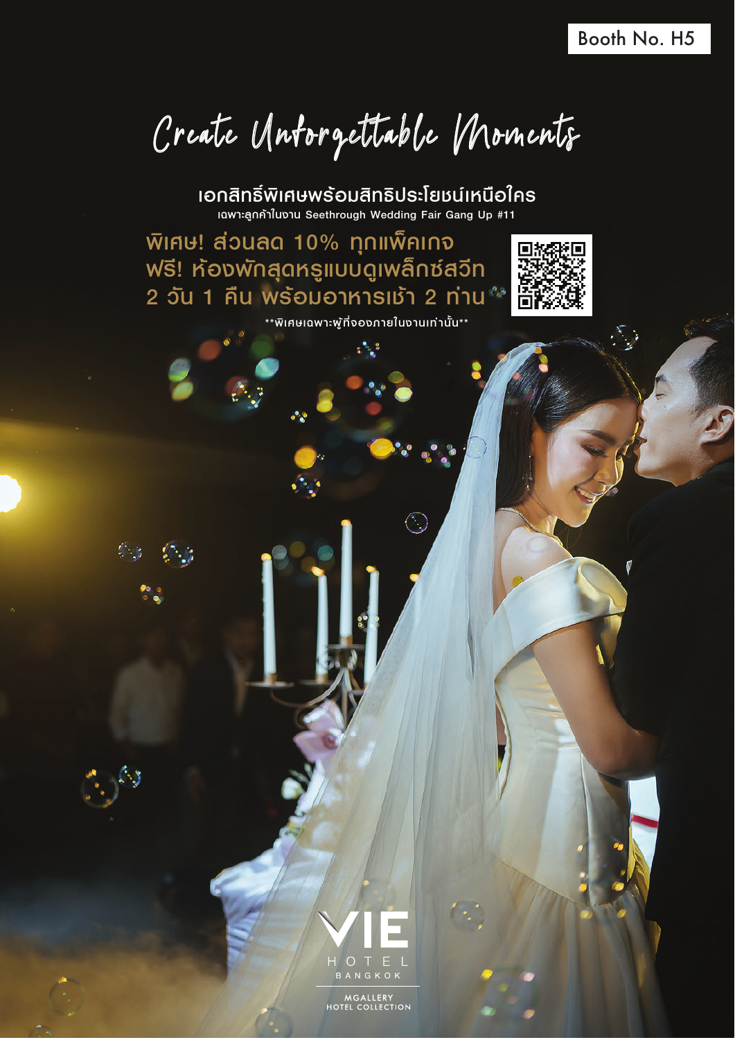Booth No. H5

# Create Unforgettable Moments

**เอกสิทธิ์พิเศษพร้อมสิทธิประโยชน์เหนือใคร**

เฉพาะลูกค้าในงาน Seethrough Wedding Fair Gang Up #11

**พิเศษ! ส่วนลด 10% ทุกแพ็คเกจ**
**ฟรี! ห้องพักสุดหรูแบบดูเพล็กซ์สวีท**
**2 วัน 1 คืน พร้อมอาหารเช้า 2 ท่าน**

**พิเศษเฉพาะผู้ที่จองภายในงานเท่านั้น**

VIE HOTEL BANGKOK

MGALLERY HOTEL COLLECTION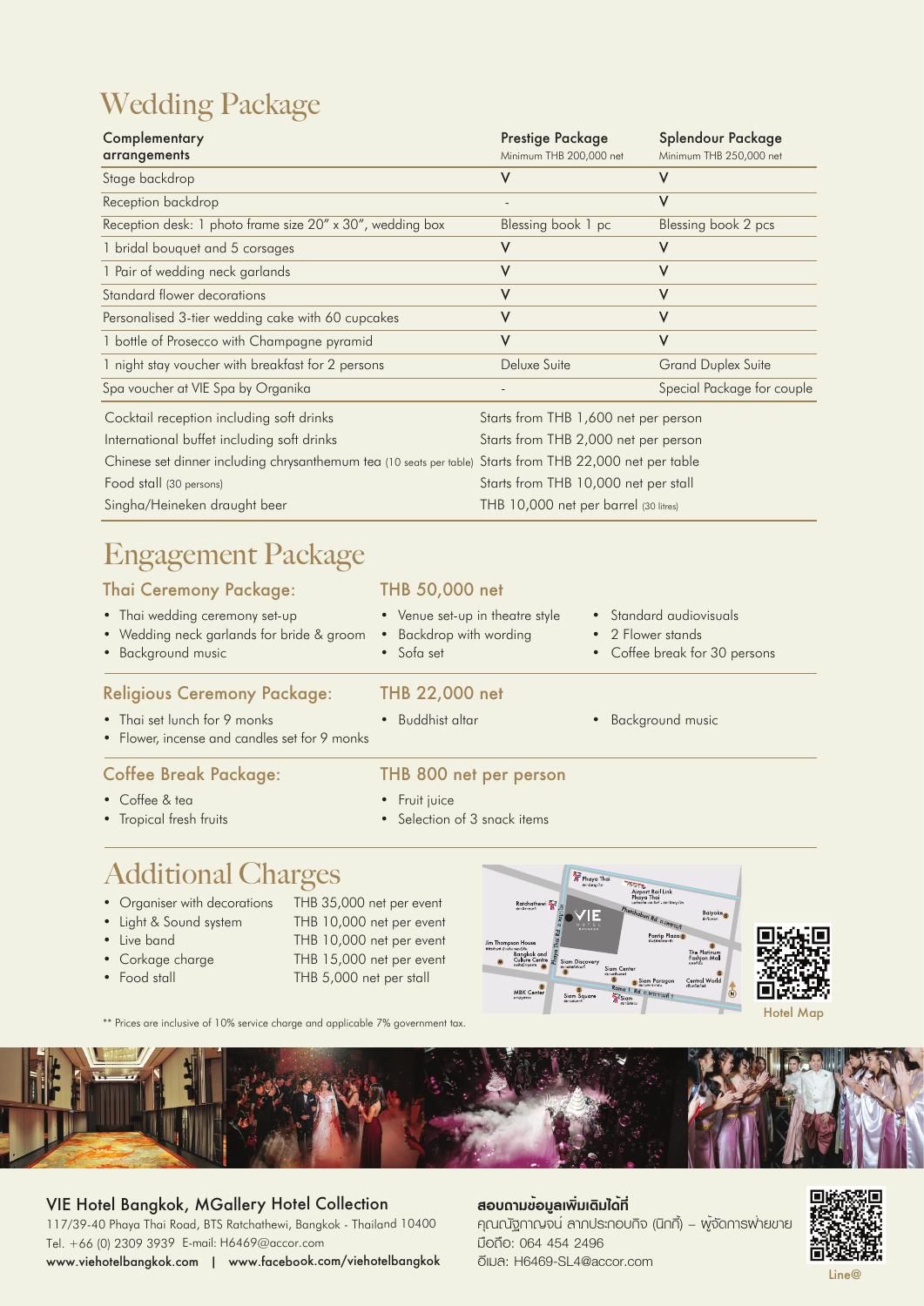# Wedding Package

| Complementary arrangements | Prestige Package<br>Minimum THB 200,000 net | Splendour Package<br>Minimum THB 250,000 net |
|---|---|---|
| Stage backdrop | V | V |
| Reception backdrop | - | V |
| Reception desk: 1 photo frame size 20" x 30", wedding box | Blessing book 1 pc | Blessing book 2 pcs |
| 1 bridal bouquet and 5 corsages | V | V |
| 1 Pair of wedding neck garlands | V | V |
| Standard flower decorations | V | V |
| Personalised 3-tier wedding cake with 60 cupcakes | V | V |
| 1 bottle of Prosecco with Champagne pyramid | V | V |
| 1 night stay voucher with breakfast for 2 persons | Deluxe Suite | Grand Duplex Suite |
| Spa voucher at VIE Spa by Organika | - | Special Package for couple |

| | |
|---|---|
| Cocktail reception including soft drinks | Starts from THB 1,600 net per person |
| International buffet including soft drinks | Starts from THB 2,000 net per person |
| Chinese set dinner including chrysanthemum tea (10 seats per table) | Starts from THB 22,000 net per table |
| Food stall (30 persons) | Starts from THB 10,000 net per stall |
| Singha/Heineken draught beer | THB 10,000 net per barrel (30 litres) |

# Engagement Package

## Thai Ceremony Package: THB 50,000 net

- Thai wedding ceremony set-up
- Wedding neck garlands for bride & groom
- Background music
- Venue set-up in theatre style
- Backdrop with wording
- Sofa set
- Standard audiovisuals
- 2 Flower stands
- Coffee break for 30 persons

## Religious Ceremony Package: THB 22,000 net

- Thai set lunch for 9 monks
- Flower, incense and candles set for 9 monks
- Buddhist altar
- Background music

## Coffee Break Package: THB 800 net per person

- Coffee & tea
- Tropical fresh fruits
- Fruit juice
- Selection of 3 snack items

# Additional Charges

- Organiser with decorations THB 35,000 net per event
- Light & Sound system THB 10,000 net per event
- Live band THB 10,000 net per event
- Corkage charge THB 15,000 net per event
- Food stall THB 5,000 net per stall

** Prices are inclusive of 10% service charge and applicable 7% government tax.

Hotel Map

**VIE Hotel Bangkok, MGallery Hotel Collection**
117/39-40 Phaya Thai Road, BTS Ratchathewi, Bangkok - Thailand 10400
Tel. +66 (0) 2309 3939 E-mail: H6469@accor.com
www.viehotelbangkok.com | www.facebook.com/viehotelbangkok

**สอบถามข้อมูลเพิ่มเติมได้ที่**
คุณณัฐกาญจน์ ลาภประกอบกิจ (นิกกี้) – ผู้จัดการฝ่ายขาย
มือถือ: 064 454 2496
อีเมล: H6469-SL4@accor.com

Line@